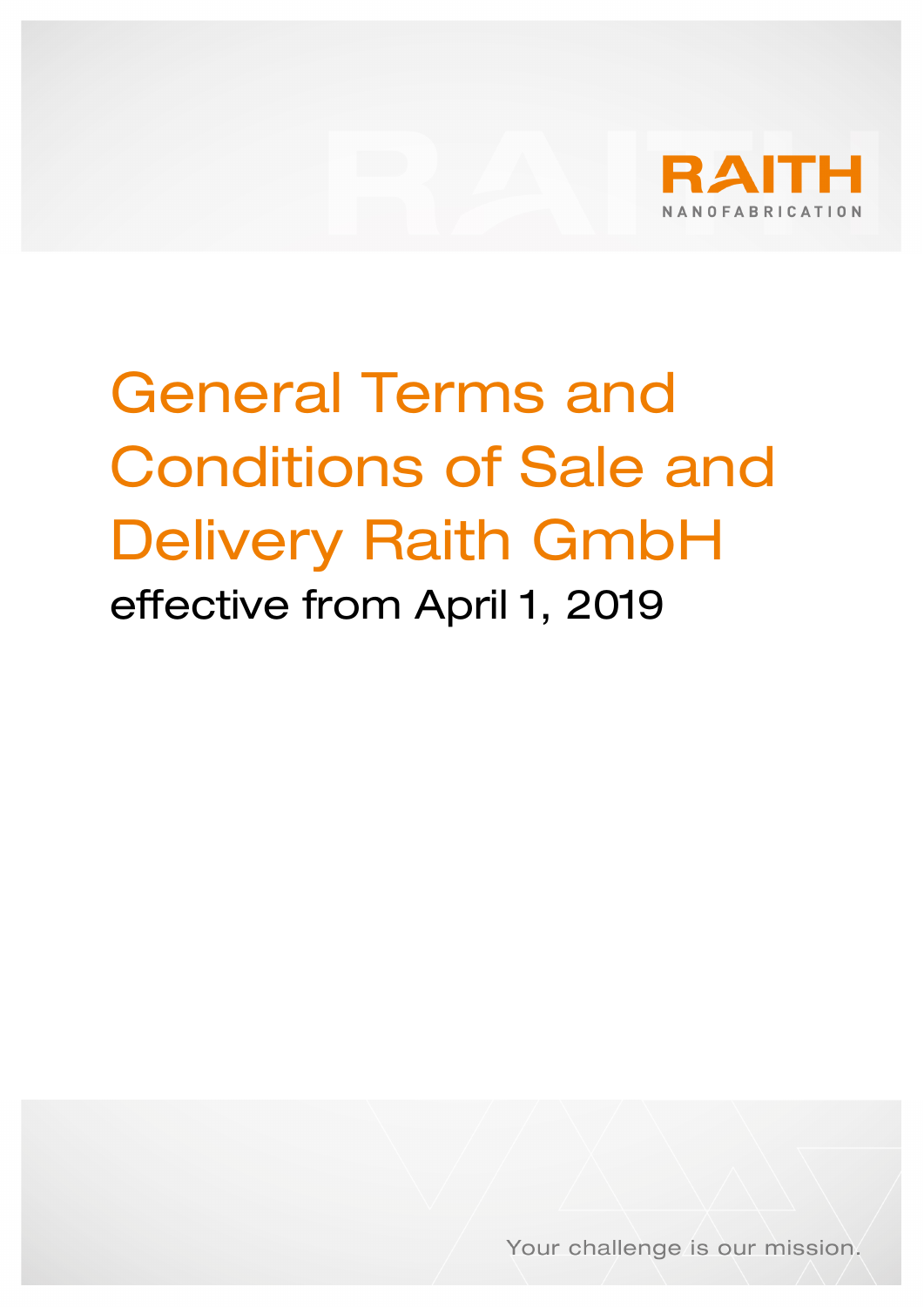RAITH
NANOFABRICATION

# General Terms and Conditions of Sale and Delivery Raith GmbH

effective from April 1, 2019

Your challenge is our mission.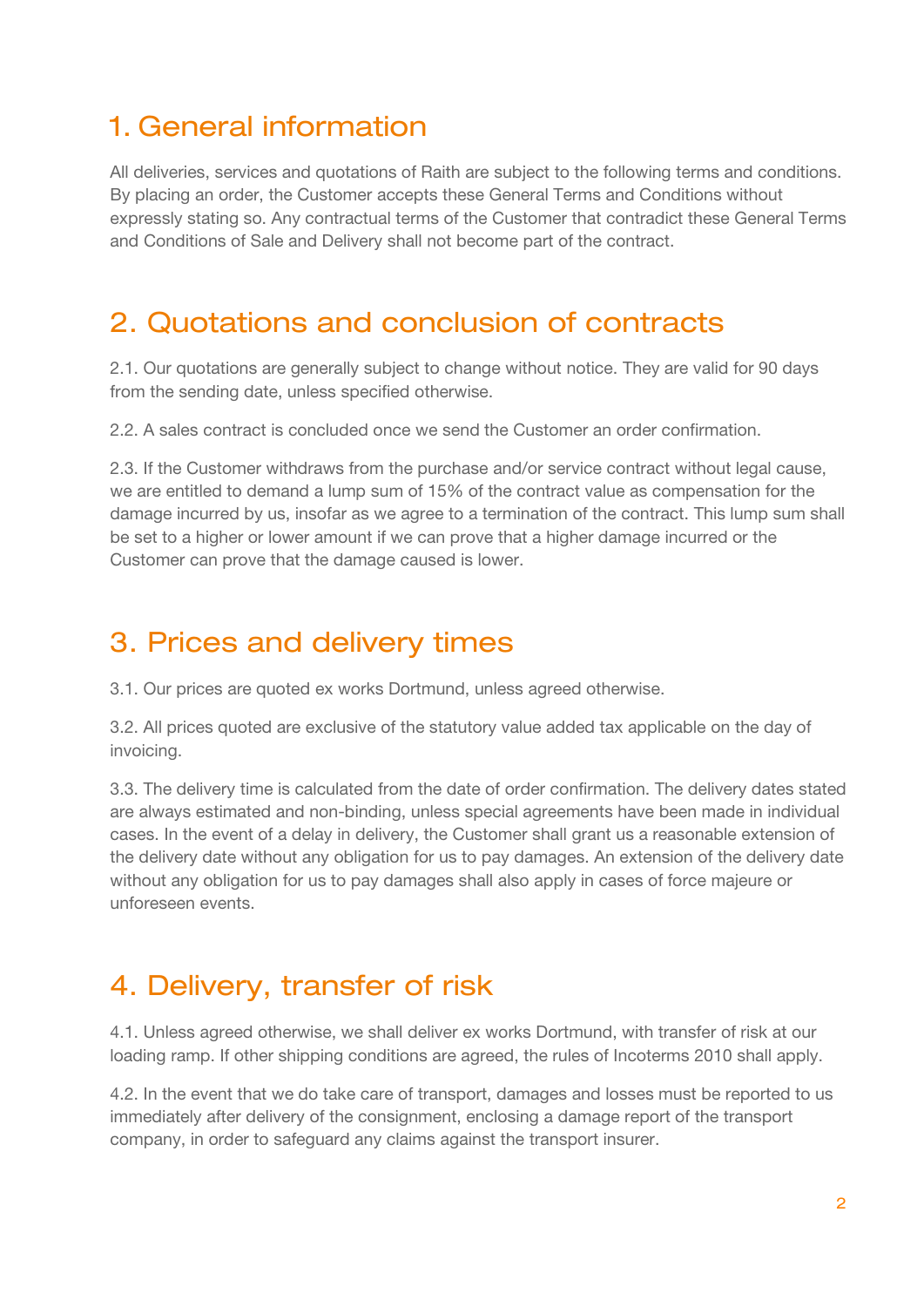## 1. General information

All deliveries, services and quotations of Raith are subject to the following terms and conditions. By placing an order, the Customer accepts these General Terms and Conditions without expressly stating so. Any contractual terms of the Customer that contradict these General Terms and Conditions of Sale and Delivery shall not become part of the contract.

## 2. Quotations and conclusion of contracts

2.1. Our quotations are generally subject to change without notice. They are valid for 90 days from the sending date, unless specified otherwise.

2.2. A sales contract is concluded once we send the Customer an order confirmation.

2.3. If the Customer withdraws from the purchase and/or service contract without legal cause, we are entitled to demand a lump sum of 15% of the contract value as compensation for the damage incurred by us, insofar as we agree to a termination of the contract. This lump sum shall be set to a higher or lower amount if we can prove that a higher damage incurred or the Customer can prove that the damage caused is lower.

## 3. Prices and delivery times

3.1. Our prices are quoted ex works Dortmund, unless agreed otherwise.

3.2. All prices quoted are exclusive of the statutory value added tax applicable on the day of invoicing.

3.3. The delivery time is calculated from the date of order confirmation. The delivery dates stated are always estimated and non-binding, unless special agreements have been made in individual cases. In the event of a delay in delivery, the Customer shall grant us a reasonable extension of the delivery date without any obligation for us to pay damages. An extension of the delivery date without any obligation for us to pay damages shall also apply in cases of force majeure or unforeseen events.

## 4. Delivery, transfer of risk

4.1. Unless agreed otherwise, we shall deliver ex works Dortmund, with transfer of risk at our loading ramp. If other shipping conditions are agreed, the rules of Incoterms 2010 shall apply.

4.2. In the event that we do take care of transport, damages and losses must be reported to us immediately after delivery of the consignment, enclosing a damage report of the transport company, in order to safeguard any claims against the transport insurer.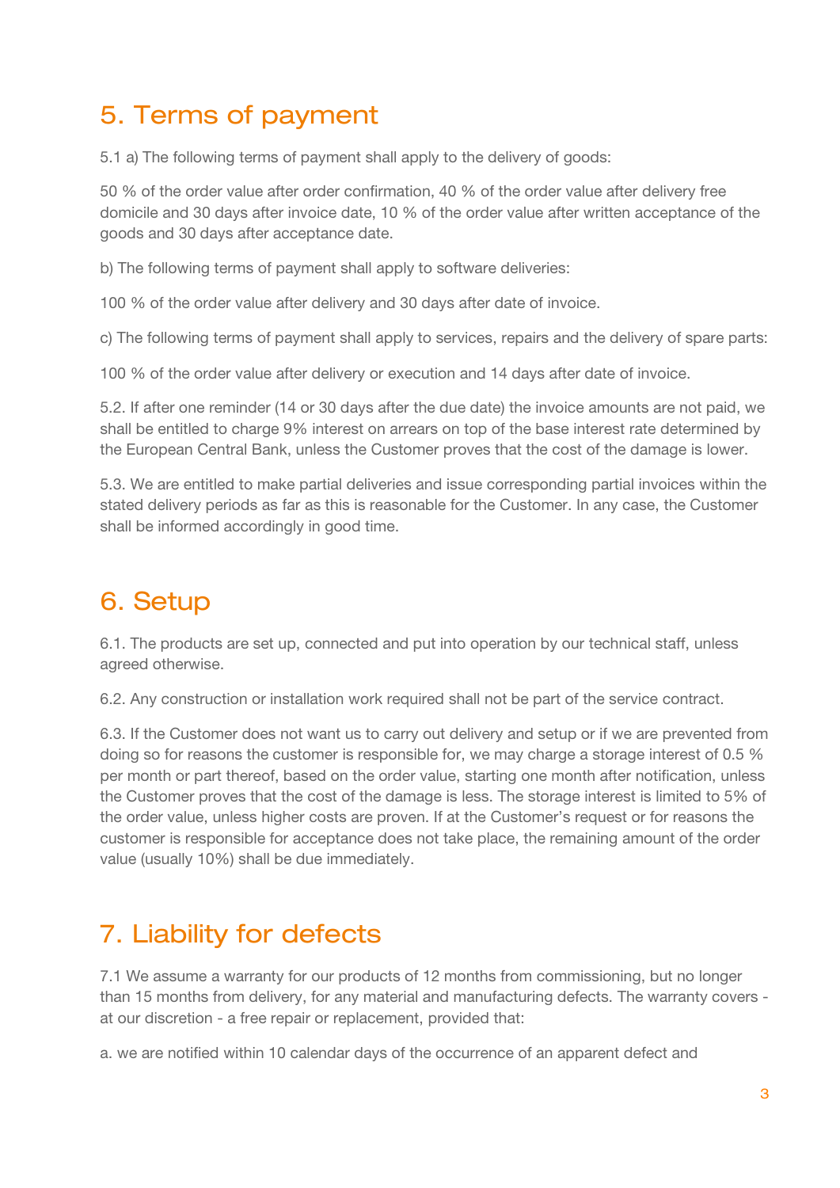## 5. Terms of payment

5.1 a) The following terms of payment shall apply to the delivery of goods:

50 % of the order value after order confirmation, 40 % of the order value after delivery free domicile and 30 days after invoice date, 10 % of the order value after written acceptance of the goods and 30 days after acceptance date.

b) The following terms of payment shall apply to software deliveries:

100 % of the order value after delivery and 30 days after date of invoice.

c) The following terms of payment shall apply to services, repairs and the delivery of spare parts:

100 % of the order value after delivery or execution and 14 days after date of invoice.

5.2. If after one reminder (14 or 30 days after the due date) the invoice amounts are not paid, we shall be entitled to charge 9% interest on arrears on top of the base interest rate determined by the European Central Bank, unless the Customer proves that the cost of the damage is lower.

5.3. We are entitled to make partial deliveries and issue corresponding partial invoices within the stated delivery periods as far as this is reasonable for the Customer. In any case, the Customer shall be informed accordingly in good time.

## 6. Setup

6.1. The products are set up, connected and put into operation by our technical staff, unless agreed otherwise.

6.2. Any construction or installation work required shall not be part of the service contract.

6.3. If the Customer does not want us to carry out delivery and setup or if we are prevented from doing so for reasons the customer is responsible for, we may charge a storage interest of 0.5 % per month or part thereof, based on the order value, starting one month after notification, unless the Customer proves that the cost of the damage is less. The storage interest is limited to 5% of the order value, unless higher costs are proven. If at the Customer's request or for reasons the customer is responsible for acceptance does not take place, the remaining amount of the order value (usually 10%) shall be due immediately.

## 7. Liability for defects

7.1 We assume a warranty for our products of 12 months from commissioning, but no longer than 15 months from delivery, for any material and manufacturing defects. The warranty covers - at our discretion - a free repair or replacement, provided that:

a. we are notified within 10 calendar days of the occurrence of an apparent defect and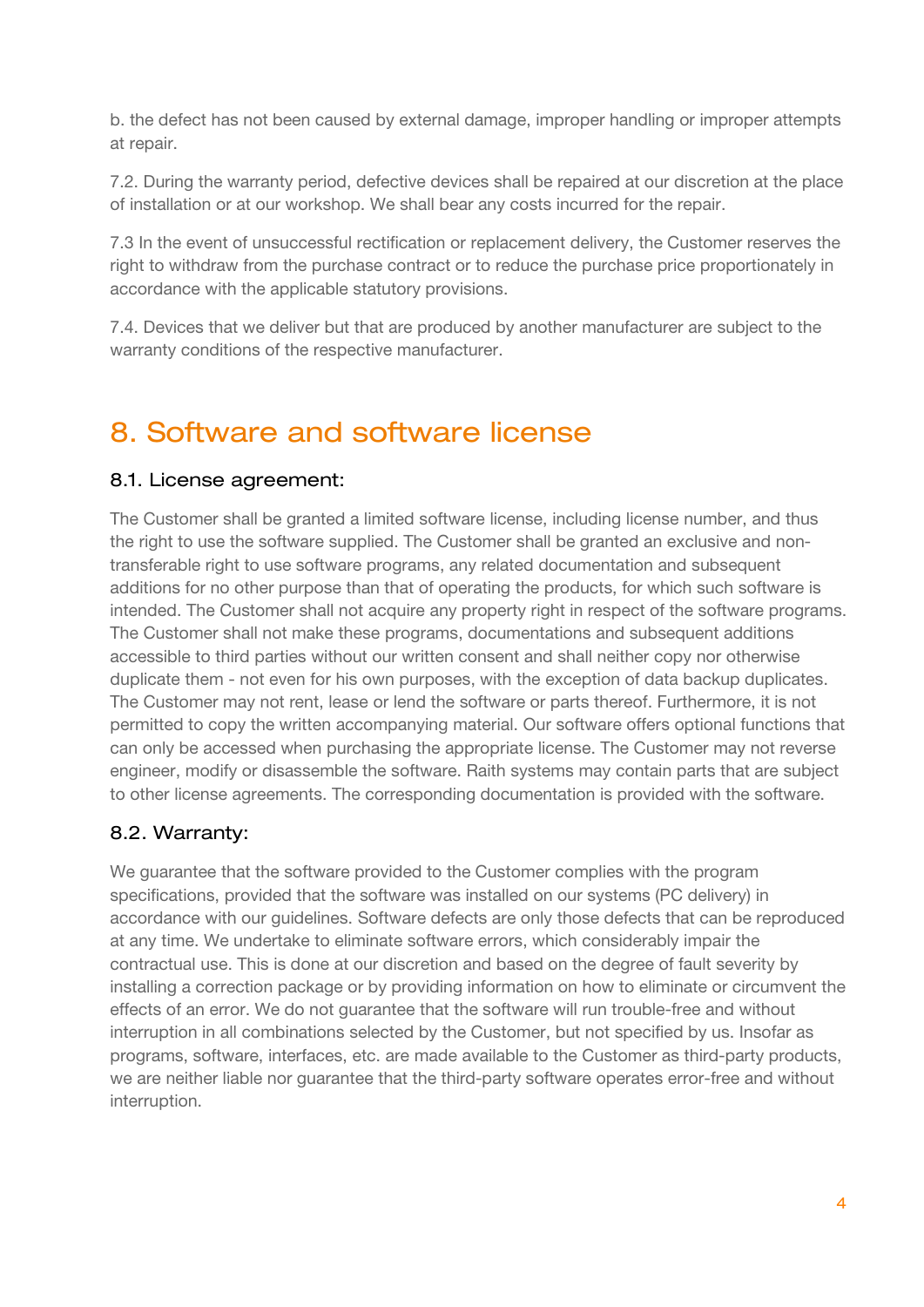b. the defect has not been caused by external damage, improper handling or improper attempts at repair.

7.2. During the warranty period, defective devices shall be repaired at our discretion at the place of installation or at our workshop. We shall bear any costs incurred for the repair.

7.3 In the event of unsuccessful rectification or replacement delivery, the Customer reserves the right to withdraw from the purchase contract or to reduce the purchase price proportionately in accordance with the applicable statutory provisions.

7.4. Devices that we deliver but that are produced by another manufacturer are subject to the warranty conditions of the respective manufacturer.

# 8. Software and software license

### 8.1. License agreement:

The Customer shall be granted a limited software license, including license number, and thus the right to use the software supplied. The Customer shall be granted an exclusive and non-transferable right to use software programs, any related documentation and subsequent additions for no other purpose than that of operating the products, for which such software is intended. The Customer shall not acquire any property right in respect of the software programs. The Customer shall not make these programs, documentations and subsequent additions accessible to third parties without our written consent and shall neither copy nor otherwise duplicate them - not even for his own purposes, with the exception of data backup duplicates. The Customer may not rent, lease or lend the software or parts thereof. Furthermore, it is not permitted to copy the written accompanying material. Our software offers optional functions that can only be accessed when purchasing the appropriate license. The Customer may not reverse engineer, modify or disassemble the software. Raith systems may contain parts that are subject to other license agreements. The corresponding documentation is provided with the software.

### 8.2. Warranty:

We guarantee that the software provided to the Customer complies with the program specifications, provided that the software was installed on our systems (PC delivery) in accordance with our guidelines. Software defects are only those defects that can be reproduced at any time. We undertake to eliminate software errors, which considerably impair the contractual use. This is done at our discretion and based on the degree of fault severity by installing a correction package or by providing information on how to eliminate or circumvent the effects of an error. We do not guarantee that the software will run trouble-free and without interruption in all combinations selected by the Customer, but not specified by us. Insofar as programs, software, interfaces, etc. are made available to the Customer as third-party products, we are neither liable nor guarantee that the third-party software operates error-free and without interruption.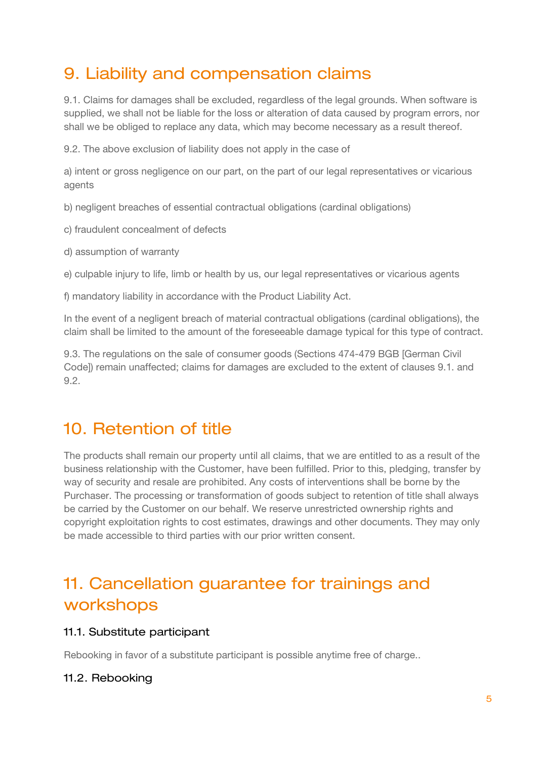# 9. Liability and compensation claims

9.1. Claims for damages shall be excluded, regardless of the legal grounds. When software is supplied, we shall not be liable for the loss or alteration of data caused by program errors, nor shall we be obliged to replace any data, which may become necessary as a result thereof.

9.2. The above exclusion of liability does not apply in the case of

a) intent or gross negligence on our part, on the part of our legal representatives or vicarious agents

b) negligent breaches of essential contractual obligations (cardinal obligations)

c) fraudulent concealment of defects

d) assumption of warranty

e) culpable injury to life, limb or health by us, our legal representatives or vicarious agents

f) mandatory liability in accordance with the Product Liability Act.

In the event of a negligent breach of material contractual obligations (cardinal obligations), the claim shall be limited to the amount of the foreseeable damage typical for this type of contract.

9.3. The regulations on the sale of consumer goods (Sections 474-479 BGB [German Civil Code]) remain unaffected; claims for damages are excluded to the extent of clauses 9.1. and 9.2.

# 10. Retention of title

The products shall remain our property until all claims, that we are entitled to as a result of the business relationship with the Customer, have been fulfilled. Prior to this, pledging, transfer by way of security and resale are prohibited. Any costs of interventions shall be borne by the Purchaser. The processing or transformation of goods subject to retention of title shall always be carried by the Customer on our behalf. We reserve unrestricted ownership rights and copyright exploitation rights to cost estimates, drawings and other documents. They may only be made accessible to third parties with our prior written consent.

# 11. Cancellation guarantee for trainings and workshops

### 11.1. Substitute participant

Rebooking in favor of a substitute participant is possible anytime free of charge..

### 11.2. Rebooking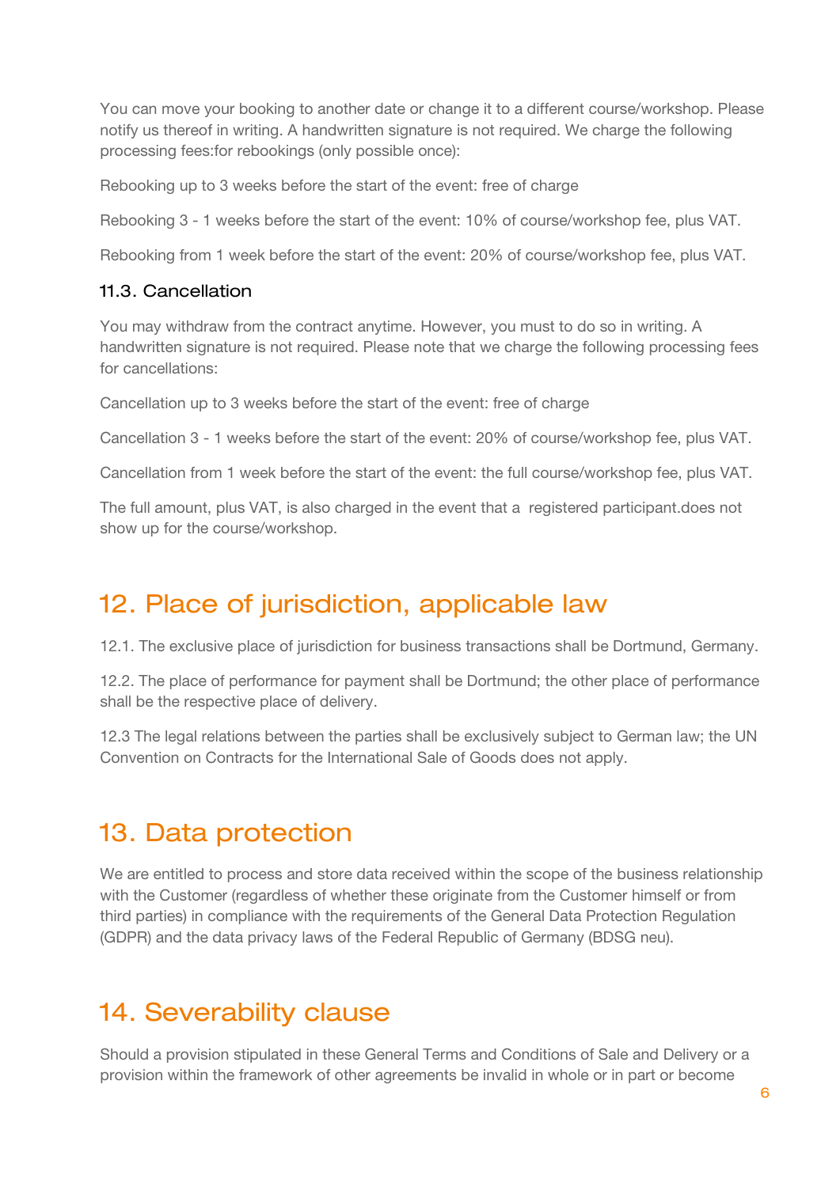You can move your booking to another date or change it to a different course/workshop. Please notify us thereof in writing. A handwritten signature is not required. We charge the following processing fees:for rebookings (only possible once):

Rebooking up to 3 weeks before the start of the event: free of charge

Rebooking 3 - 1 weeks before the start of the event: 10% of course/workshop fee, plus VAT.

Rebooking from 1 week before the start of the event: 20% of course/workshop fee, plus VAT.

### 11.3. Cancellation

You may withdraw from the contract anytime. However, you must to do so in writing. A handwritten signature is not required. Please note that we charge the following processing fees for cancellations:

Cancellation up to 3 weeks before the start of the event: free of charge

Cancellation 3 - 1 weeks before the start of the event: 20% of course/workshop fee, plus VAT.

Cancellation from 1 week before the start of the event: the full course/workshop fee, plus VAT.

The full amount, plus VAT, is also charged in the event that a  registered participant.does not show up for the course/workshop.

## 12. Place of jurisdiction, applicable law

12.1. The exclusive place of jurisdiction for business transactions shall be Dortmund, Germany.

12.2. The place of performance for payment shall be Dortmund; the other place of performance shall be the respective place of delivery.

12.3 The legal relations between the parties shall be exclusively subject to German law; the UN Convention on Contracts for the International Sale of Goods does not apply.

## 13. Data protection

We are entitled to process and store data received within the scope of the business relationship with the Customer (regardless of whether these originate from the Customer himself or from third parties) in compliance with the requirements of the General Data Protection Regulation (GDPR) and the data privacy laws of the Federal Republic of Germany (BDSG neu).

## 14. Severability clause

Should a provision stipulated in these General Terms and Conditions of Sale and Delivery or a provision within the framework of other agreements be invalid in whole or in part or become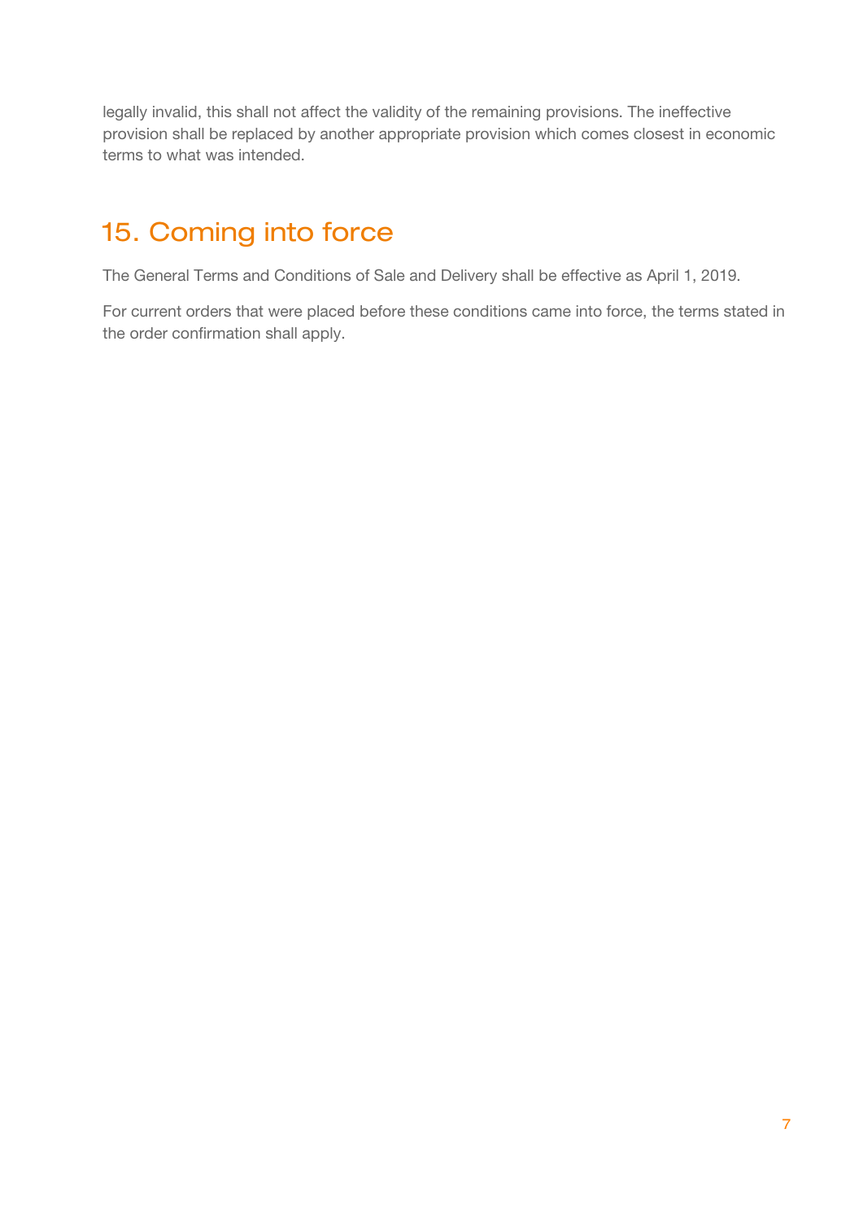legally invalid, this shall not affect the validity of the remaining provisions. The ineffective provision shall be replaced by another appropriate provision which comes closest in economic terms to what was intended.

## 15. Coming into force

The General Terms and Conditions of Sale and Delivery shall be effective as April 1, 2019.

For current orders that were placed before these conditions came into force, the terms stated in the order confirmation shall apply.